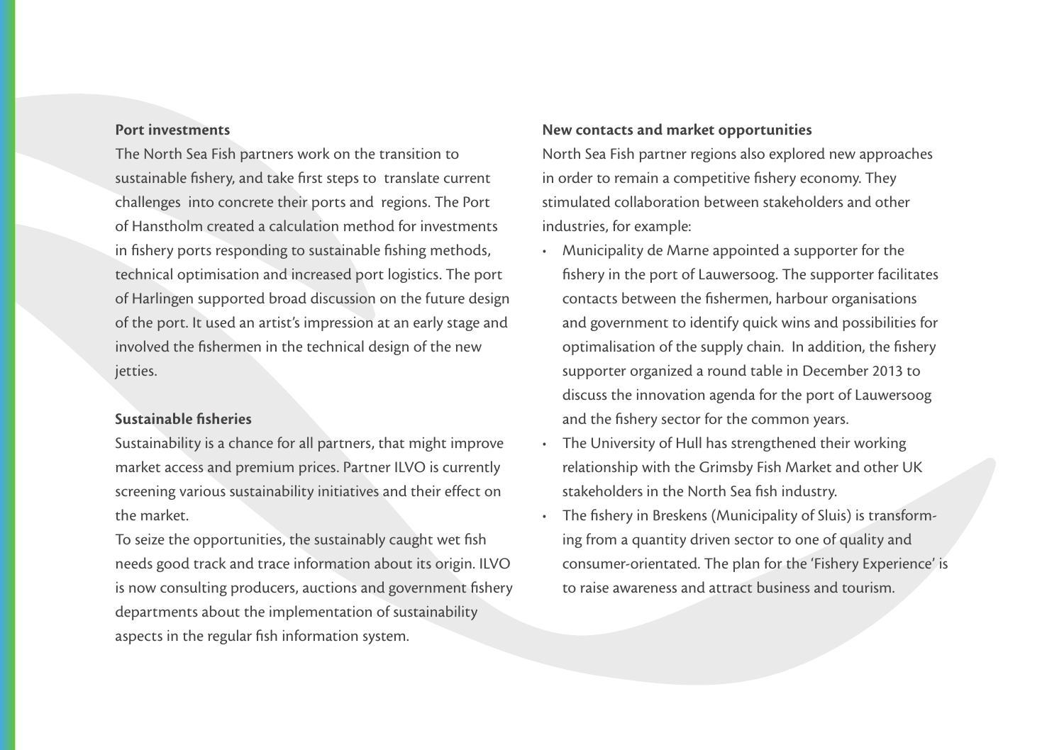**Port investments**

The North Sea Fish partners work on the transition to sustainable fishery, and take first steps to translate current challenges into concrete their ports and regions. The Port of Hanstholm created a calculation method for investments in fishery ports responding to sustainable fishing methods, technical optimisation and increased port logistics. The port of Harlingen supported broad discussion on the future design of the port. It used an artist's impression at an early stage and involved the fishermen in the technical design of the new jetties.

**Sustainable fisheries**

Sustainability is a chance for all partners, that might improve market access and premium prices. Partner ILVO is currently screening various sustainability initiatives and their effect on the market.

To seize the opportunities, the sustainably caught wet fish needs good track and trace information about its origin. ILVO is now consulting producers, auctions and government fishery departments about the implementation of sustainability aspects in the regular fish information system.

**New contacts and market opportunities**

North Sea Fish partner regions also explored new approaches in order to remain a competitive fishery economy. They stimulated collaboration between stakeholders and other industries, for example:

- Municipality de Marne appointed a supporter for the fishery in the port of Lauwersoog. The supporter facilitates contacts between the fishermen, harbour organisations and government to identify quick wins and possibilities for optimalisation of the supply chain. In addition, the fishery supporter organized a round table in December 2013 to discuss the innovation agenda for the port of Lauwersoog and the fishery sector for the common years.
- The University of Hull has strengthened their working relationship with the Grimsby Fish Market and other UK stakeholders in the North Sea fish industry.
- The fishery in Breskens (Municipality of Sluis) is transforming from a quantity driven sector to one of quality and consumer-orientated. The plan for the 'Fishery Experience' is to raise awareness and attract business and tourism.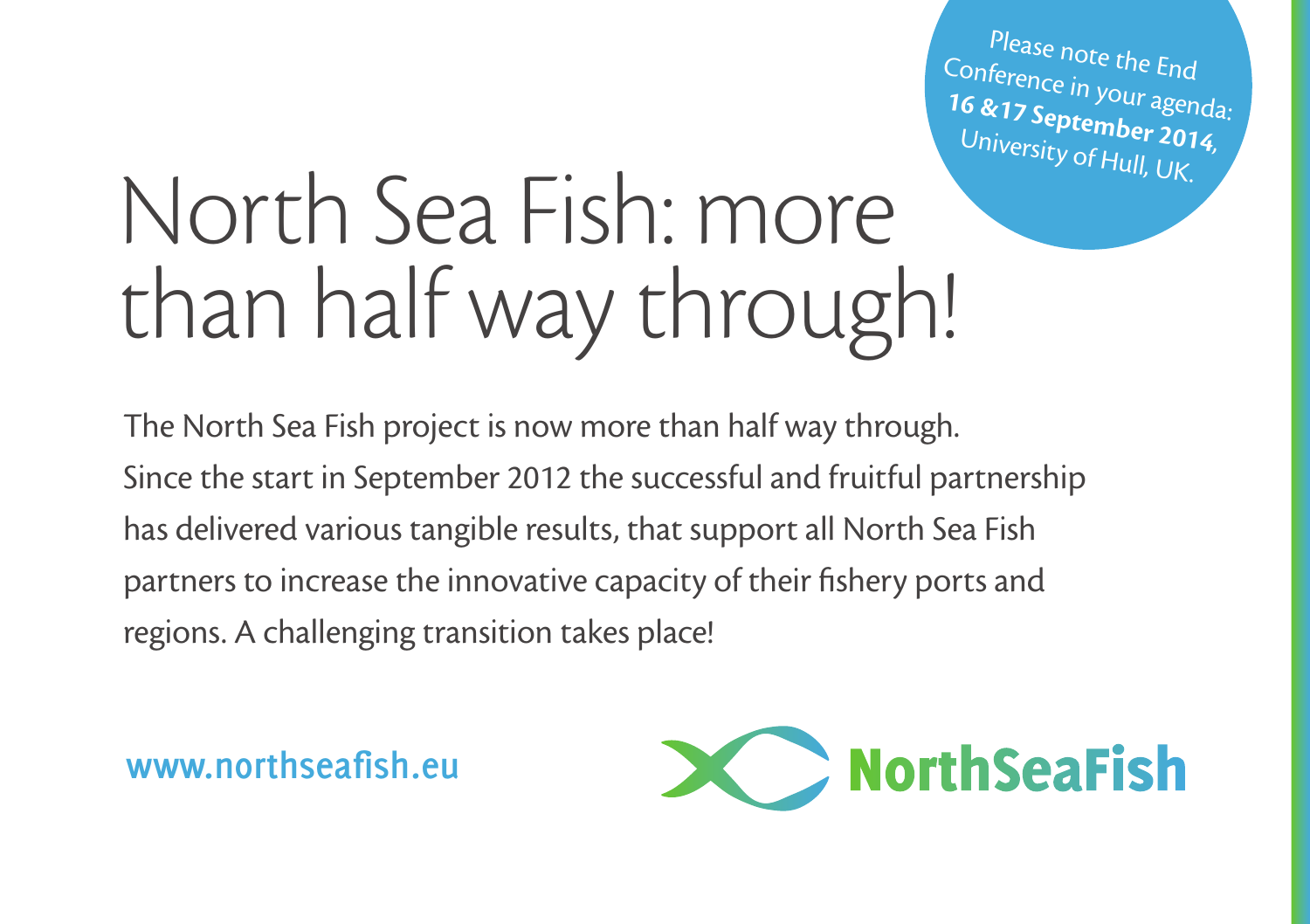Please note the End Conference in your agenda: **16 &17 September 2014,** University of Hull, UK.

# North Sea Fish: more than half way through!

The North Sea Fish project is now more than half way through. Since the start in September 2012 the successful and fruitful partnership has delivered various tangible results, that support all North Sea Fish partners to increase the innovative capacity of their fishery ports and regions. A challenging transition takes place!

www.northseafish.eu

NorthSeaFish